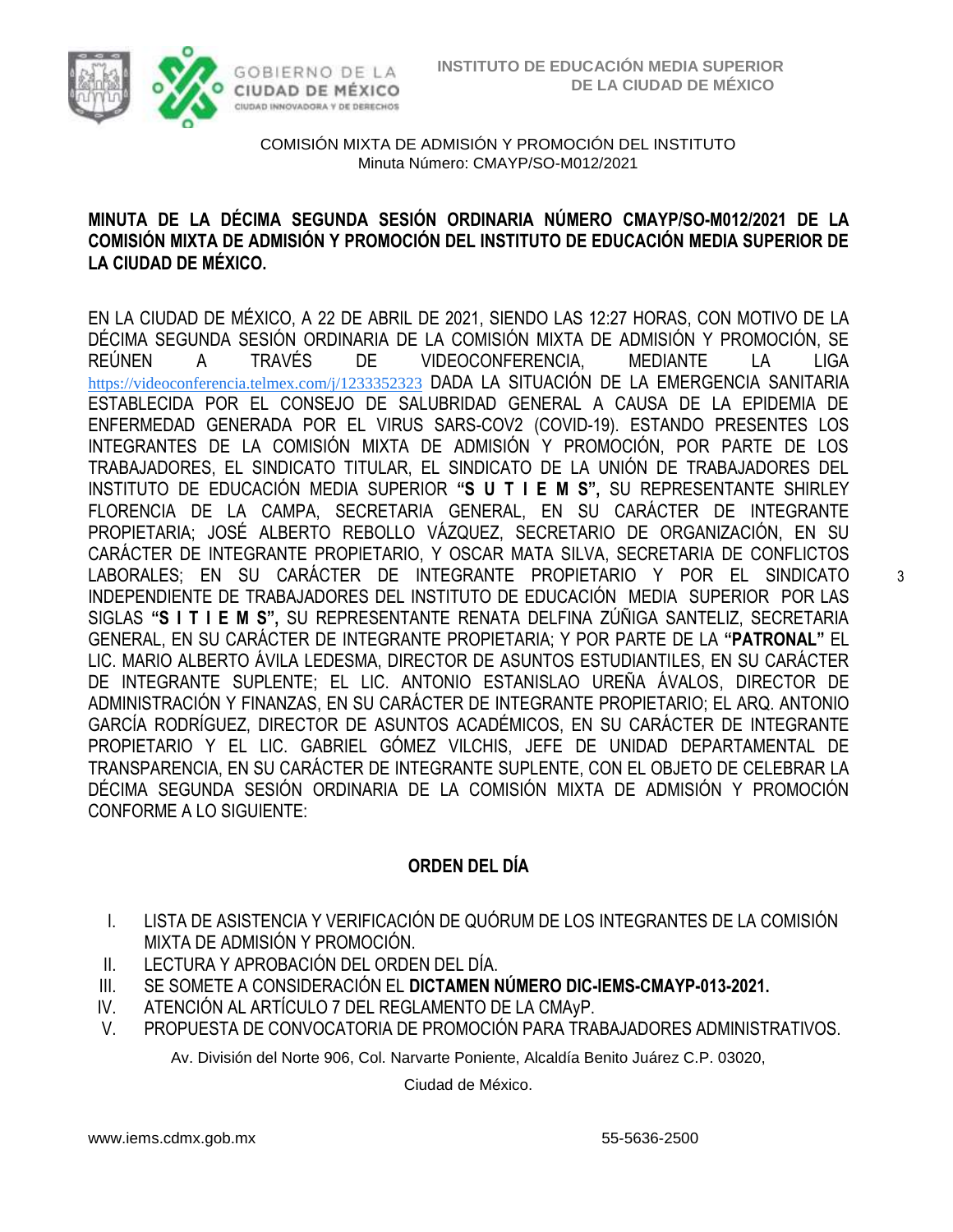INSTITUTO DE EDUCACIÓN MEDIA SUPERIOR
DE LA CIUDAD DE MÉXICO

COMISIÓN MIXTA DE ADMISIÓN Y PROMOCIÓN DEL INSTITUTO
Minuta Número: CMAYP/SO-M012/2021

**MINUTA DE LA DÉCIMA SEGUNDA SESIÓN ORDINARIA NÚMERO CMAYP/SO-M012/2021 DE LA COMISIÓN MIXTA DE ADMISIÓN Y PROMOCIÓN DEL INSTITUTO DE EDUCACIÓN MEDIA SUPERIOR DE LA CIUDAD DE MÉXICO.**

EN LA CIUDAD DE MÉXICO, A 22 DE ABRIL DE 2021, SIENDO LAS 12:27 HORAS, CON MOTIVO DE LA DÉCIMA SEGUNDA SESIÓN ORDINARIA DE LA COMISIÓN MIXTA DE ADMISIÓN Y PROMOCIÓN, SE REÚNEN A TRAVÉS DE VIDEOCONFERENCIA, MEDIANTE LA LIGA https://videoconferencia.telmex.com/j/1233352323 DADA LA SITUACIÓN DE LA EMERGENCIA SANITARIA ESTABLECIDA POR EL CONSEJO DE SALUBRIDAD GENERAL A CAUSA DE LA EPIDEMIA DE ENFERMEDAD GENERADA POR EL VIRUS SARS-COV2 (COVID-19). ESTANDO PRESENTES LOS INTEGRANTES DE LA COMISIÓN MIXTA DE ADMISIÓN Y PROMOCIÓN, POR PARTE DE LOS TRABAJADORES, EL SINDICATO TITULAR, EL SINDICATO DE LA UNIÓN DE TRABAJADORES DEL INSTITUTO DE EDUCACIÓN MEDIA SUPERIOR **"S U T I E M S",** SU REPRESENTANTE SHIRLEY FLORENCIA DE LA CAMPA, SECRETARIA GENERAL, EN SU CARÁCTER DE INTEGRANTE PROPIETARIA; JOSÉ ALBERTO REBOLLO VÁZQUEZ, SECRETARIO DE ORGANIZACIÓN, EN SU CARÁCTER DE INTEGRANTE PROPIETARIO, Y OSCAR MATA SILVA, SECRETARIA DE CONFLICTOS LABORALES; EN SU CARÁCTER DE INTEGRANTE PROPIETARIO Y POR EL SINDICATO INDEPENDIENTE DE TRABAJADORES DEL INSTITUTO DE EDUCACIÓN MEDIA SUPERIOR POR LAS SIGLAS **"S I T I E M S",** SU REPRESENTANTE RENATA DELFINA ZÚÑIGA SANTELIZ, SECRETARIA GENERAL, EN SU CARÁCTER DE INTEGRANTE PROPIETARIA; Y POR PARTE DE LA **"PATRONAL"** EL LIC. MARIO ALBERTO ÁVILA LEDESMA, DIRECTOR DE ASUNTOS ESTUDIANTILES, EN SU CARÁCTER DE INTEGRANTE SUPLENTE; EL LIC. ANTONIO ESTANISLAO UREÑA ÁVALOS, DIRECTOR DE ADMINISTRACIÓN Y FINANZAS, EN SU CARÁCTER DE INTEGRANTE PROPIETARIO; EL ARQ. ANTONIO GARCÍA RODRÍGUEZ, DIRECTOR DE ASUNTOS ACADÉMICOS, EN SU CARÁCTER DE INTEGRANTE PROPIETARIO Y EL LIC. GABRIEL GÓMEZ VILCHIS, JEFE DE UNIDAD DEPARTAMENTAL DE TRANSPARENCIA, EN SU CARÁCTER DE INTEGRANTE SUPLENTE, CON EL OBJETO DE CELEBRAR LA DÉCIMA SEGUNDA SESIÓN ORDINARIA DE LA COMISIÓN MIXTA DE ADMISIÓN Y PROMOCIÓN CONFORME A LO SIGUIENTE:

## ORDEN DEL DÍA

I. LISTA DE ASISTENCIA Y VERIFICACIÓN DE QUÓRUM DE LOS INTEGRANTES DE LA COMISIÓN MIXTA DE ADMISIÓN Y PROMOCIÓN.
II. LECTURA Y APROBACIÓN DEL ORDEN DEL DÍA.
III. SE SOMETE A CONSIDERACIÓN EL **DICTAMEN NÚMERO DIC-IEMS-CMAYP-013-2021.**
IV. ATENCIÓN AL ARTÍCULO 7 DEL REGLAMENTO DE LA CMAyP.
V. PROPUESTA DE CONVOCATORIA DE PROMOCIÓN PARA TRABAJADORES ADMINISTRATIVOS.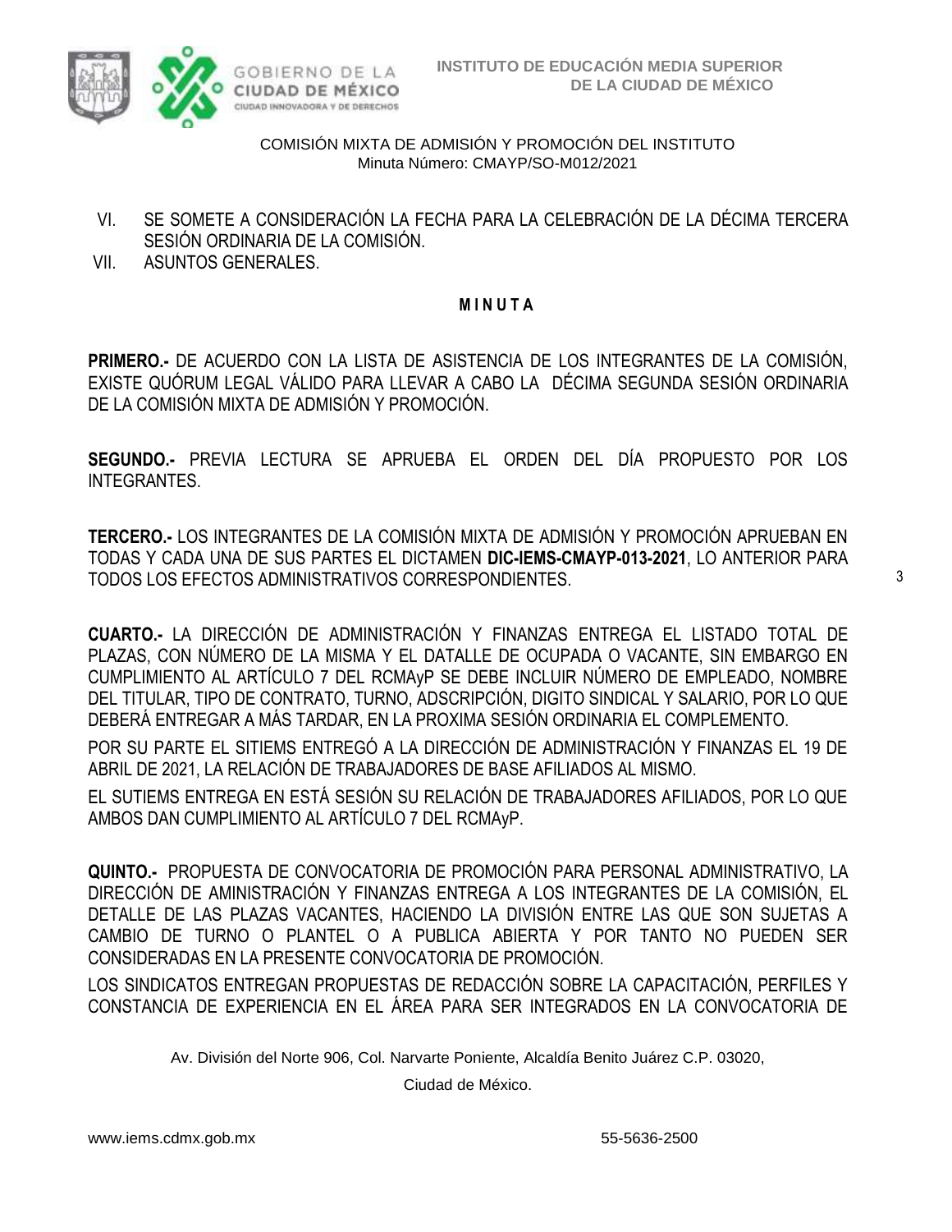COMISIÓN MIXTA DE ADMISIÓN Y PROMOCIÓN DEL INSTITUTO
Minuta Número: CMAYP/SO-M012/2021

VI. SE SOMETE A CONSIDERACIÓN LA FECHA PARA LA CELEBRACIÓN DE LA DÉCIMA TERCERA SESIÓN ORDINARIA DE LA COMISIÓN.
VII. ASUNTOS GENERALES.

**M I N U T A**

**PRIMERO.-** DE ACUERDO CON LA LISTA DE ASISTENCIA DE LOS INTEGRANTES DE LA COMISIÓN, EXISTE QUÓRUM LEGAL VÁLIDO PARA LLEVAR A CABO LA DÉCIMA SEGUNDA SESIÓN ORDINARIA DE LA COMISIÓN MIXTA DE ADMISIÓN Y PROMOCIÓN.

**SEGUNDO.-** PREVIA LECTURA SE APRUEBA EL ORDEN DEL DÍA PROPUESTO POR LOS INTEGRANTES.

**TERCERO.-** LOS INTEGRANTES DE LA COMISIÓN MIXTA DE ADMISIÓN Y PROMOCIÓN APRUEBAN EN TODAS Y CADA UNA DE SUS PARTES EL DICTAMEN **DIC-IEMS-CMAYP-013-2021**, LO ANTERIOR PARA TODOS LOS EFECTOS ADMINISTRATIVOS CORRESPONDIENTES.

**CUARTO.-** LA DIRECCIÓN DE ADMINISTRACIÓN Y FINANZAS ENTREGA EL LISTADO TOTAL DE PLAZAS, CON NÚMERO DE LA MISMA Y EL DATALLE DE OCUPADA O VACANTE, SIN EMBARGO EN CUMPLIMIENTO AL ARTÍCULO 7 DEL RCMAyP SE DEBE INCLUIR NÚMERO DE EMPLEADO, NOMBRE DEL TITULAR, TIPO DE CONTRATO, TURNO, ADSCRIPCIÓN, DIGITO SINDICAL Y SALARIO, POR LO QUE DEBERÁ ENTREGAR A MÁS TARDAR, EN LA PROXIMA SESIÓN ORDINARIA EL COMPLEMENTO.

POR SU PARTE EL SITIEMS ENTREGÓ A LA DIRECCIÓN DE ADMINISTRACIÓN Y FINANZAS EL 19 DE ABRIL DE 2021, LA RELACIÓN DE TRABAJADORES DE BASE AFILIADOS AL MISMO.

EL SUTIEMS ENTREGA EN ESTÁ SESIÓN SU RELACIÓN DE TRABAJADORES AFILIADOS, POR LO QUE AMBOS DAN CUMPLIMIENTO AL ARTÍCULO 7 DEL RCMAyP.

**QUINTO.-** PROPUESTA DE CONVOCATORIA DE PROMOCIÓN PARA PERSONAL ADMINISTRATIVO, LA DIRECCIÓN DE AMINISTRACIÓN Y FINANZAS ENTREGA A LOS INTEGRANTES DE LA COMISIÓN, EL DETALLE DE LAS PLAZAS VACANTES, HACIENDO LA DIVISIÓN ENTRE LAS QUE SON SUJETAS A CAMBIO DE TURNO O PLANTEL O A PUBLICA ABIERTA Y POR TANTO NO PUEDEN SER CONSIDERADAS EN LA PRESENTE CONVOCATORIA DE PROMOCIÓN.

LOS SINDICATOS ENTREGAN PROPUESTAS DE REDACCIÓN SOBRE LA CAPACITACIÓN, PERFILES Y CONSTANCIA DE EXPERIENCIA EN EL ÁREA PARA SER INTEGRADOS EN LA CONVOCATORIA DE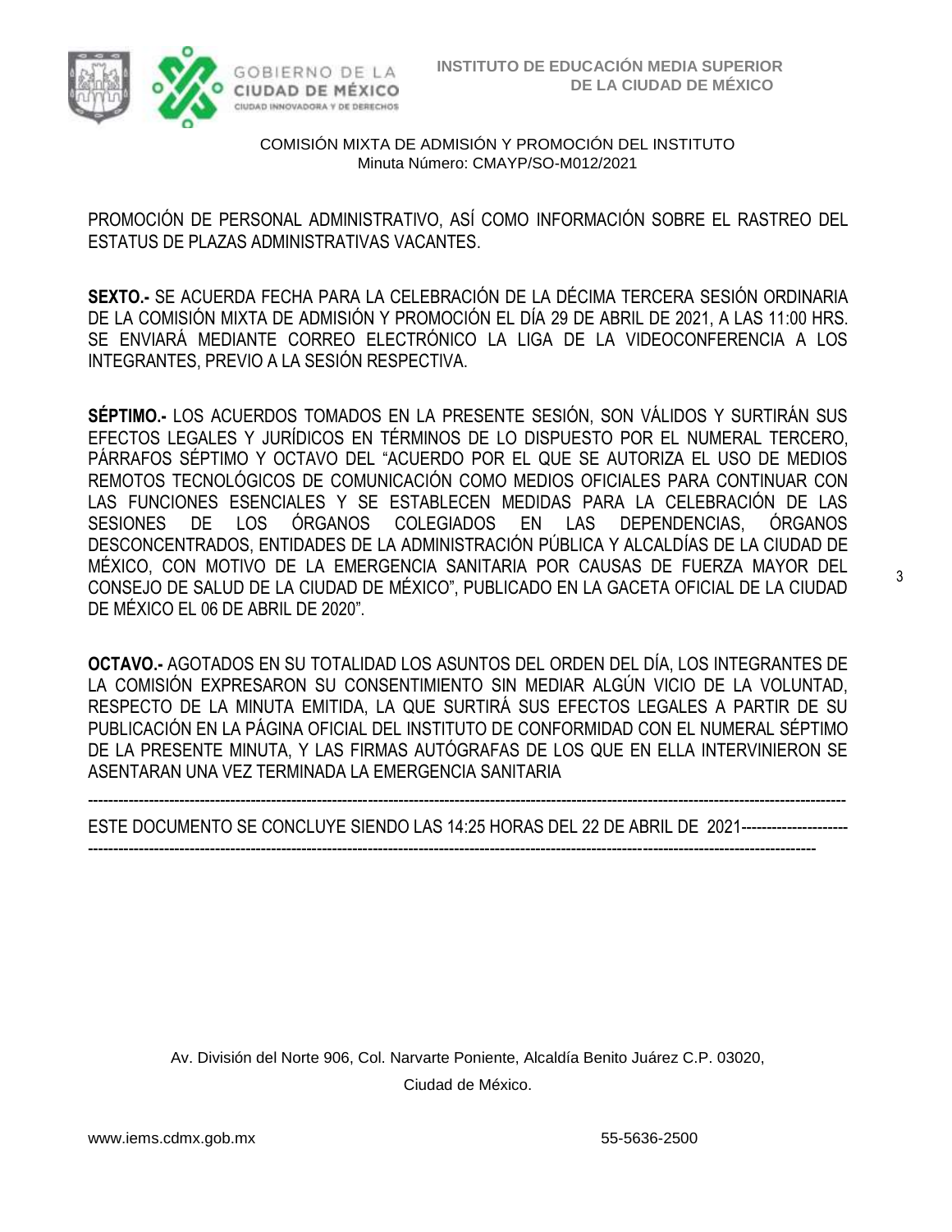PROMOCIÓN DE PERSONAL ADMINISTRATIVO, ASÍ COMO INFORMACIÓN SOBRE EL RASTREO DEL ESTATUS DE PLAZAS ADMINISTRATIVAS VACANTES.

**SEXTO.-** SE ACUERDA FECHA PARA LA CELEBRACIÓN DE LA DÉCIMA TERCERA SESIÓN ORDINARIA DE LA COMISIÓN MIXTA DE ADMISIÓN Y PROMOCIÓN EL DÍA 29 DE ABRIL DE 2021, A LAS 11:00 HRS. SE ENVIARÁ MEDIANTE CORREO ELECTRÓNICO LA LIGA DE LA VIDEOCONFERENCIA A LOS INTEGRANTES, PREVIO A LA SESIÓN RESPECTIVA.

**SÉPTIMO.-** LOS ACUERDOS TOMADOS EN LA PRESENTE SESIÓN, SON VÁLIDOS Y SURTIRÁN SUS EFECTOS LEGALES Y JURÍDICOS EN TÉRMINOS DE LO DISPUESTO POR EL NUMERAL TERCERO, PÁRRAFOS SÉPTIMO Y OCTAVO DEL "ACUERDO POR EL QUE SE AUTORIZA EL USO DE MEDIOS REMOTOS TECNOLÓGICOS DE COMUNICACIÓN COMO MEDIOS OFICIALES PARA CONTINUAR CON LAS FUNCIONES ESENCIALES Y SE ESTABLECEN MEDIDAS PARA LA CELEBRACIÓN DE LAS SESIONES DE LOS ÓRGANOS COLEGIADOS EN LAS DEPENDENCIAS, ÓRGANOS DESCONCENTRADOS, ENTIDADES DE LA ADMINISTRACIÓN PÚBLICA Y ALCALDÍAS DE LA CIUDAD DE MÉXICO, CON MOTIVO DE LA EMERGENCIA SANITARIA POR CAUSAS DE FUERZA MAYOR DEL CONSEJO DE SALUD DE LA CIUDAD DE MÉXICO", PUBLICADO EN LA GACETA OFICIAL DE LA CIUDAD DE MÉXICO EL 06 DE ABRIL DE 2020".

**OCTAVO.-** AGOTADOS EN SU TOTALIDAD LOS ASUNTOS DEL ORDEN DEL DÍA, LOS INTEGRANTES DE LA COMISIÓN EXPRESARON SU CONSENTIMIENTO SIN MEDIAR ALGÚN VICIO DE LA VOLUNTAD, RESPECTO DE LA MINUTA EMITIDA, LA QUE SURTIRÁ SUS EFECTOS LEGALES A PARTIR DE SU PUBLICACIÓN EN LA PÁGINA OFICIAL DEL INSTITUTO DE CONFORMIDAD CON EL NUMERAL SÉPTIMO DE LA PRESENTE MINUTA, Y LAS FIRMAS AUTÓGRAFAS DE LOS QUE EN ELLA INTERVINIERON SE ASENTARAN UNA VEZ TERMINADA LA EMERGENCIA SANITARIA

--------------------------------------------------------------------------------------------------------------------------------------------

ESTE DOCUMENTO SE CONCLUYE SIENDO LAS 14:25 HORAS DEL 22 DE ABRIL DE 2021---------------------

--------------------------------------------------------------------------------------------------------------------------------------------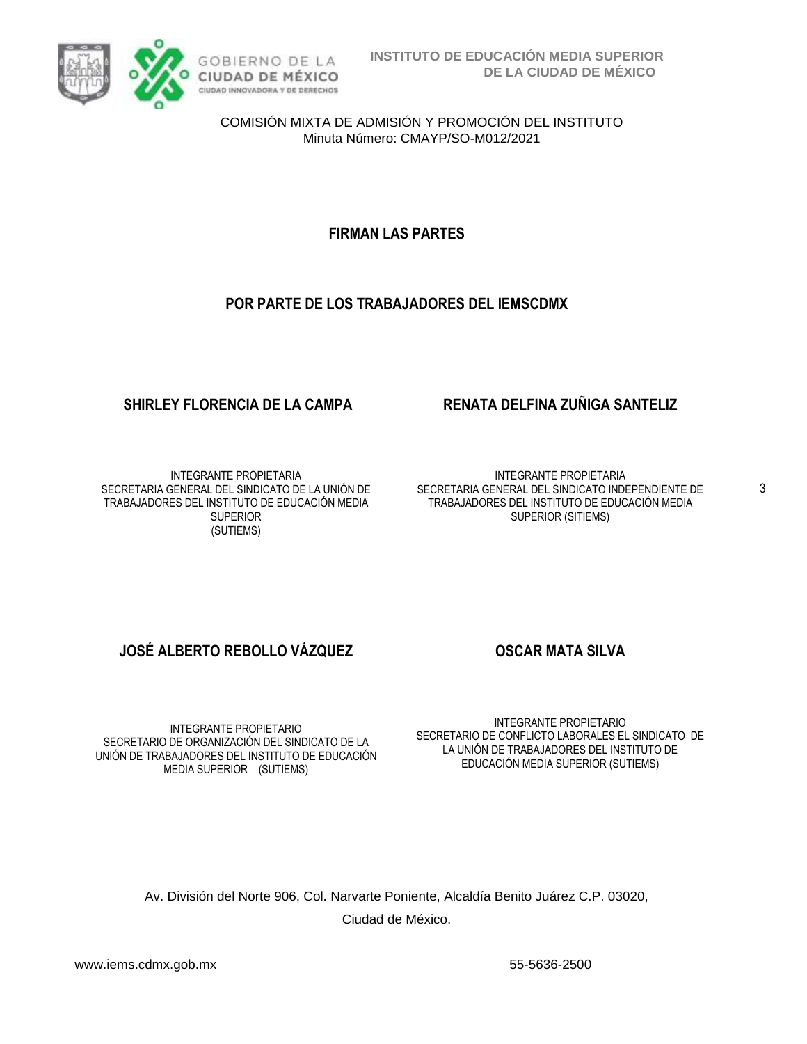**FIRMAN LAS PARTES**

**POR PARTE DE LOS TRABAJADORES DEL IEMSCDMX**

**SHIRLEY FLORENCIA DE LA CAMPA**

INTEGRANTE PROPIETARIA
SECRETARIA GENERAL DEL SINDICATO DE LA UNIÓN DE TRABAJADORES DEL INSTITUTO DE EDUCACIÓN MEDIA SUPERIOR
(SUTIEMS)

**RENATA DELFINA ZUÑIGA SANTELIZ**

INTEGRANTE PROPIETARIA
SECRETARIA GENERAL DEL SINDICATO INDEPENDIENTE DE TRABAJADORES DEL INSTITUTO DE EDUCACIÓN MEDIA SUPERIOR (SITIEMS)

**JOSÉ ALBERTO REBOLLO VÁZQUEZ**

INTEGRANTE PROPIETARIO
SECRETARIO DE ORGANIZACIÓN DEL SINDICATO DE LA UNIÓN DE TRABAJADORES DEL INSTITUTO DE EDUCACIÓN MEDIA SUPERIOR (SUTIEMS)

**OSCAR MATA SILVA**

INTEGRANTE PROPIETARIO
SECRETARIO DE CONFLICTO LABORALES EL SINDICATO DE LA UNIÓN DE TRABAJADORES DEL INSTITUTO DE EDUCACIÓN MEDIA SUPERIOR (SUTIEMS)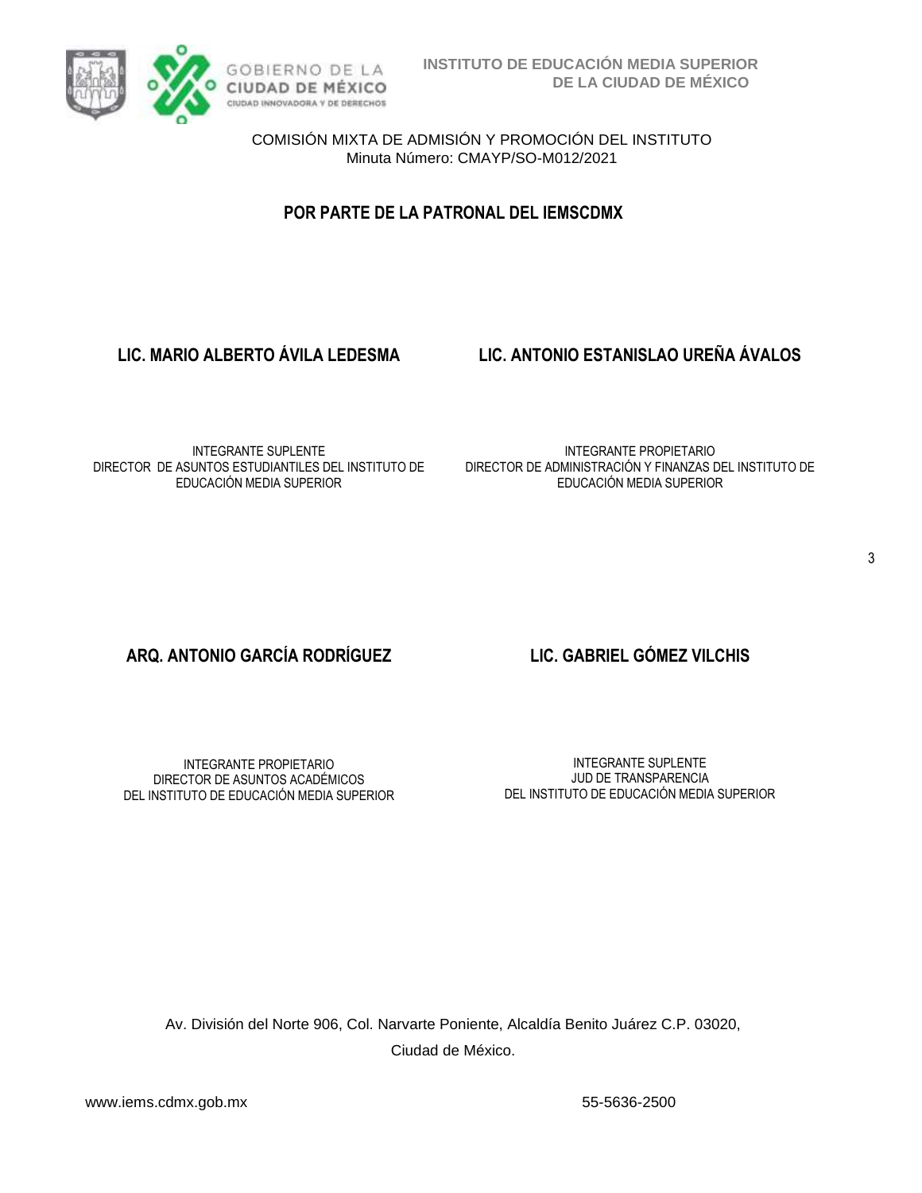COMISIÓN MIXTA DE ADMISIÓN Y PROMOCIÓN DEL INSTITUTO
Minuta Número: CMAYP/SO-M012/2021

## POR PARTE DE LA PATRONAL DEL IEMSCDMX

**LIC. MARIO ALBERTO ÁVILA LEDESMA**

INTEGRANTE SUPLENTE
DIRECTOR DE ASUNTOS ESTUDIANTILES DEL INSTITUTO DE EDUCACIÓN MEDIA SUPERIOR

**LIC. ANTONIO ESTANISLAO UREÑA ÁVALOS**

INTEGRANTE PROPIETARIO
DIRECTOR DE ADMINISTRACIÓN Y FINANZAS DEL INSTITUTO DE EDUCACIÓN MEDIA SUPERIOR

**ARQ. ANTONIO GARCÍA RODRÍGUEZ**

INTEGRANTE PROPIETARIO
DIRECTOR DE ASUNTOS ACADÉMICOS
DEL INSTITUTO DE EDUCACIÓN MEDIA SUPERIOR

**LIC. GABRIEL GÓMEZ VILCHIS**

INTEGRANTE SUPLENTE
JUD DE TRANSPARENCIA
DEL INSTITUTO DE EDUCACIÓN MEDIA SUPERIOR